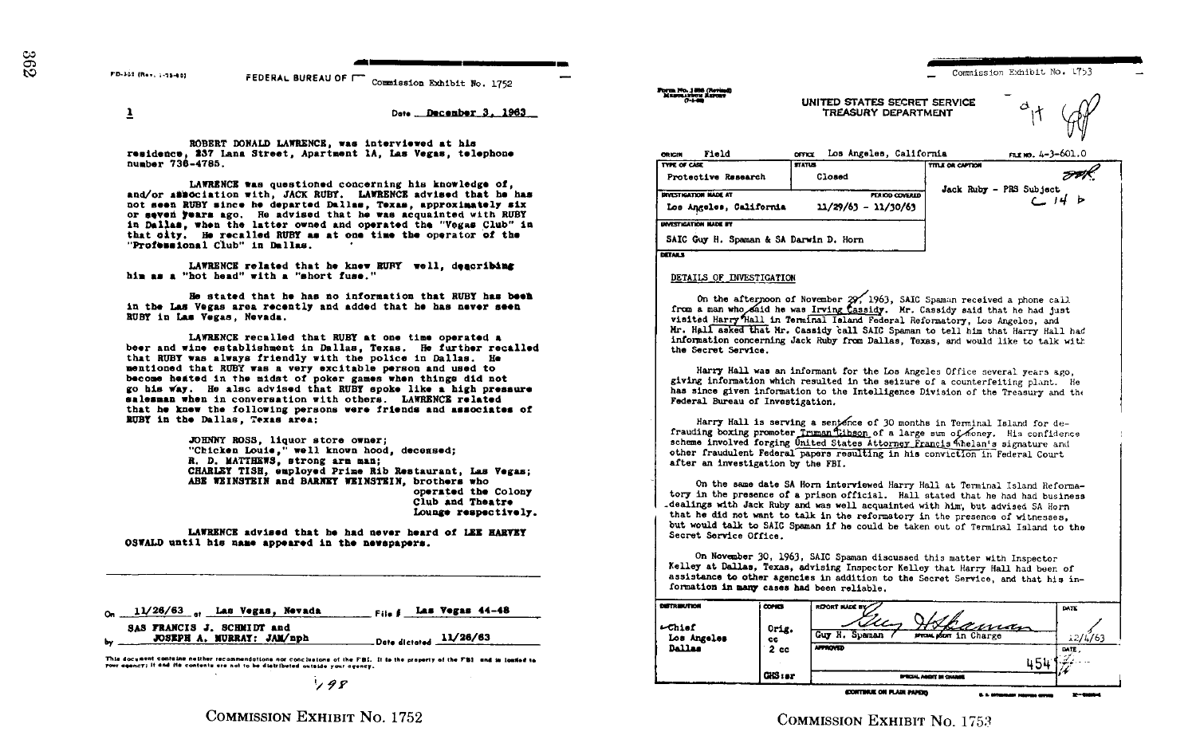FD-302 (Rev. 1-25-60)

FEDERAL BUREAU OF

Commission Exhibit No. 1752

1

Date December 3, 1963

ROBERT DONALD LAWRENCE, was interviewed at his residence, 237 Lana Street, Apartment 1A, Las Vegas, telephone number 736-4785.

LAWRENCE was questioned concerning his knowledge of, and/or association with, JACK RUBY. LAWRENCE advised that he has not seen RUBY since he departed Dallas, Texas, approximately six or seven years ago. He advised that he was acquainted with RUBY in Dallas, when the latter owned and operated the "Vegas Club" in that city. He recalled RUBY as at one time the operator of the "Professional Club" in Dallas.

LAWRENCE related that he knew RUBY well, describing him as a "hot head" with a "short fuse."

He stated that he has no information that RUBY has been in the Las Vegas area recently and added that he has never seen RUBY in Las Vegas, Nevada.

LAWRENCE recalled that RUBY at one time operated a beer and wine establishment in Dallas, Texas. He further recalled that RUBY was always friendly with the police in Dallas. He mentioned that RUBY was a very excitable person and used to become heated in the midst of poker games when things did not go his way. He also advised that RUBY spoke like a high pressure salesman when in conversation with others. LAWRENCE related that he knew the following persons were friends and associates of RUBY in the Dallas, Texas area:

- JOHNNY ROSS, liquor store owner;
- "Chicken Louie," well known hood, deceased;
- R. D. MATTHEWS, strong arm man;
- CHARLEY TISH, employed Prime Rib Restaurant, Las Vegas;
- ABE WEINSTEIN and BARNEY WEINSTEIN, brothers who operated the Colony Club and Theatre Lounge respectively.

LAWRENCE advised that he had never heard of LEE HARVEY OSWALD until his name appeared in the newspapers.

On 11/26/63 at Las Vegas, Nevada File # Las Vegas 44-48

by SAS FRANCIS J. SCHMIDT and JOSEPH A. MURRAY: JAM/nph Date dictated 11/26/63

This document contains neither recommendations nor conclusions of the FBI. It is the property of the FBI and is loaned to your agency; it and its contents are not to be distributed outside your agency.

1498

COMMISSION EXHIBIT No. 1752

---

Commission Exhibit No. 1753

Form No. 1586 (Revised) MANDATORY REPORT

UNITED STATES SECRET SERVICE
TREASURY DEPARTMENT

| ORIGIN Field | OFFICE Los Angeles, California | FILE NO. 4-3-601.0 |
|---|---|---|
| TYPE OF CASE Protective Research | STATUS Closed | TITLE OR CAPTION Jack Ruby - PRS Subject |
| INVESTIGATION MADE AT Los Angeles, California | PERIOD COVERED 11/29/63 - 11/30/63 | |
| INVESTIGATION MADE BY SAIC Guy H. Spaman & SA Darwin D. Horn | | |

DETAILS

DETAILS OF INVESTIGATION

On the afternoon of November 29, 1963, SAIC Spaman received a phone call from a man who said he was Irving Cassidy. Mr. Cassidy said that he had just visited Harry Hall in Terminal Island Federal Reformatory, Los Angeles, and Mr. Hall asked that Mr. Cassidy call SAIC Spaman to tell him that Harry Hall had information concerning Jack Ruby from Dallas, Texas, and would like to talk with the Secret Service.

Harry Hall was an informant for the Los Angeles Office several years ago, giving information which resulted in the seizure of a counterfeiting plant. He has since given information to the Intelligence Division of the Treasury and the Federal Bureau of Investigation.

Harry Hall is serving a sentence of 30 months in Terminal Island for defrauding boxing promoter Truman Gibson of a large sum of money. His confidence scheme involved forging United States Attorney Francis Whelan's signature and other fraudulent Federal papers resulting in his conviction in Federal Court after an investigation by the FBI.

On the same date SA Horn interviewed Harry Hall at Terminal Island Reformatory in the presence of a prison official. Hall stated that he had had business dealings with Jack Ruby and was well acquainted with him, but advised SA Horn that he did not want to talk in the reformatory in the presence of witnesses, but would talk to SAIC Spaman if he could be taken out of Terminal Island to the Secret Service Office.

On November 30, 1963, SAIC Spaman discussed this matter with Inspector Kelley at Dallas, Texas, advising Inspector Kelley that Harry Hall had been of assistance to other agencies in addition to the Secret Service, and that his information in many cases had been reliable.

| DISTRIBUTION | COPIES | REPORT MADE BY | DATE |
|---|---|---|---|
| Chief | Orig. | Guy H. Spaman, Special Agent in Charge | 12/4/63 |
| Los Angeles | cc | APPROVED | DATE |
| Dallas | 2 cc | SPECIAL AGENT IN CHARGE | |
| | GHS:sr | | |

CONTINUE ON PLAIN PAPER

COMMISSION EXHIBIT No. 1753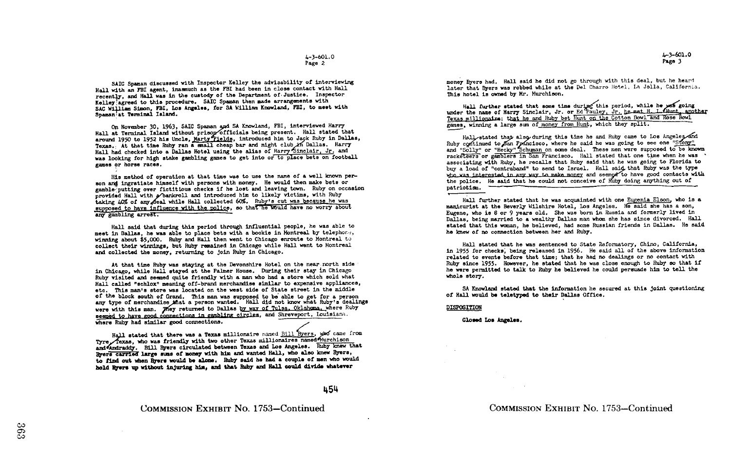SAIC Spaman discussed with Inspector Kelley the advisability of interviewing Hall with an FBI agent, inasmuch as the FBI had been in close contact with Hall recently, and Hall was in the custody of the Department of Justice. Inspector Kelley agreed to this procedure. SAIC Spaman then made arrangements with SAC William Simon, FBI, Los Angeles, for SA William Knowland, FBI, to meet with Spaman at Terminal Island.

On November 30, 1963, SAIC Spaman and SA Knowland, FBI, interviewed Harry Hall at Terminal Island without prison officials being present. Hall stated that around 1950 to 1952 his Uncle, Marty Fields, introduced him to Jack Ruby in Dallas, Texas. At that time Ruby ran a small cheap bar and night club in Dallas. Harry Hall had checked into a Dallas Hotel using the alias of Harry Sinclair, Jr. and was looking for high stake gambling games to get into or to place bets on football games or horse races.

His method of operation at that time was to use the name of a well known person and ingratiate himself with persons with money. He would then make bets or gamble putting over fictitious checks if he lost and leaving town. Ruby on occasion provided Hall with a bankroll and introduced him to likely victims, with Ruby taking 40% of any deal while Hall collected 60%. Ruby's cut was because he was supposed to have influence with the police, so that he would have no worry about any gambling arrest.

Hall said that during this period through influential people, he was able to meet in Dallas, he was able to place bets with a bookie in Montreal by telephone, winning about $5,000. Ruby and Hall then went to Chicago enroute to Montreal to collect their winnings, but Ruby remained in Chicago while Hall went to Montreal and collected the money, returning to join Ruby in Chicago.

At that time Ruby was staying at the Devonshire Hotel on the near north side in Chicago, while Hall stayed at the Palmer House. During their stay in Chicago Ruby visited and seemed quite friendly with a man who had a store which sold what Hall called "schlox" meaning off-brand merchandise similar to expensive appliances, etc. This man's store was located on the west side of State street in the middle of the block south of Grand. This man was supposed to be able to get for a person any type of merchandise that a person wanted. Hall did not know what Ruby's dealings were with this man. They returned to Dallas by way of Tulsa, Oklahoma, where Ruby seemed to have good connections in gambling circles, and Shreveport, Louisiana, where Ruby had similar good connections.

Hall stated that there was a Texas millionaire named Bill Byers, who came from Tyre, Texas, who was friendly with two other Texas millionaires named Murchison and Andraddy. Bill Byers circulated between Texas and Los Angeles. Ruby knew that Byers carried large sums of money with him and wanted Hall, who also knew Byers, to find out when Byers would be alone. Ruby said he had a couple of men who would hold Byers up without injuring him, and that Ruby and Hall could divide whatever money Byers had. Hall said he did not go through with this deal, but he heard later that Byers was robbed while at the Del Charro Hotel, La Jolla, California. This hotel is owned by Mr. Murchison.

Hall further stated that some time during this period, while he was going under the name of Harry Sinclair, Jr. or Ed Pauley, Jr. he met H. L. Hunt, another Texas millionaire; that he and Ruby bet Hunt on the Cotton Bowl and Rose Bowl games, winning a large sum of money from Hunt, which they split.

Hall stated that also during this time he and Ruby came to Los Angeles and Ruby continued to San Francisco, where he said he was going to see one "Stony" and "Solly" or "Hecky" Schuman on some deal. These men were supposed to be known racketeers or gamblers in San Francisco. Hall stated that one time when he was associating with Ruby, he recalls that Ruby said that he was going to Florida to buy a load of "contraband" to send to Israel. Hall said that Ruby was the type who was interested in any way to make money and seemed to have good contacts with the police. He said that he could not conceive of Ruby doing anything out of patriotism.

Hall further stated that he was acquainted with one Eugenia Elson, who is a manicurist at the Beverly Wilshire Hotel, Los Angeles. He said she has a son, Eugene, who is 8 or 9 years old. She was born in Russia and formerly lived in Dallas, being married to a wealthy Dallas man whom she has since divorced. Hall stated that this woman, he believed, had some Russian friends in Dallas. He said he knew of no connection between her and Ruby.

Hall stated that he was sentenced to State Reformatory, Chino, California, in 1955 for checks, being released in 1956. He said all of the above information related to events before that time; that he had no dealings or no contact with Ruby since 1955. However, he stated that he was close enough to Ruby so that if he were permitted to talk to Ruby he believed he could persuade him to tell the whole story.

SA Knowland stated that the information he secured at this joint questioning of Hall would be teletyped to their Dallas Office.

DISPOSITION

Closed Los Angeles.

COMMISSION EXHIBIT No. 1753—Continued

COMMISSION EXHIBIT No. 1753—Continued